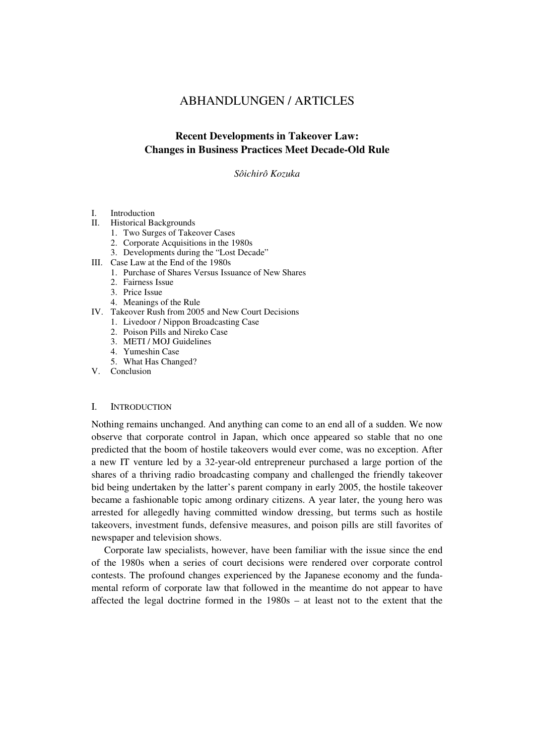# ABHANDLUNGEN / ARTICLES

## Recent Developments in Takeover Law: Changes in Business Practices Meet Decade-Old Rule

*Sôichirô Kozuka*

- I. Introduction
- II. Historical Backgrounds
  1. Two Surges of Takeover Cases
  2. Corporate Acquisitions in the 1980s
  3. Developments during the "Lost Decade"
- III. Case Law at the End of the 1980s
  1. Purchase of Shares Versus Issuance of New Shares
  2. Fairness Issue
  3. Price Issue
  4. Meanings of the Rule
- IV. Takeover Rush from 2005 and New Court Decisions
  1. Livedoor / Nippon Broadcasting Case
  2. Poison Pills and Nireko Case
  3. METI / MOJ Guidelines
  4. Yumeshin Case
  5. What Has Changed?
- V. Conclusion

### I. INTRODUCTION

Nothing remains unchanged. And anything can come to an end all of a sudden. We now observe that corporate control in Japan, which once appeared so stable that no one predicted that the boom of hostile takeovers would ever come, was no exception. After a new IT venture led by a 32-year-old entrepreneur purchased a large portion of the shares of a thriving radio broadcasting company and challenged the friendly takeover bid being undertaken by the latter's parent company in early 2005, the hostile takeover became a fashionable topic among ordinary citizens. A year later, the young hero was arrested for allegedly having committed window dressing, but terms such as hostile takeovers, investment funds, defensive measures, and poison pills are still favorites of newspaper and television shows.

Corporate law specialists, however, have been familiar with the issue since the end of the 1980s when a series of court decisions were rendered over corporate control contests. The profound changes experienced by the Japanese economy and the fundamental reform of corporate law that followed in the meantime do not appear to have affected the legal doctrine formed in the 1980s – at least not to the extent that the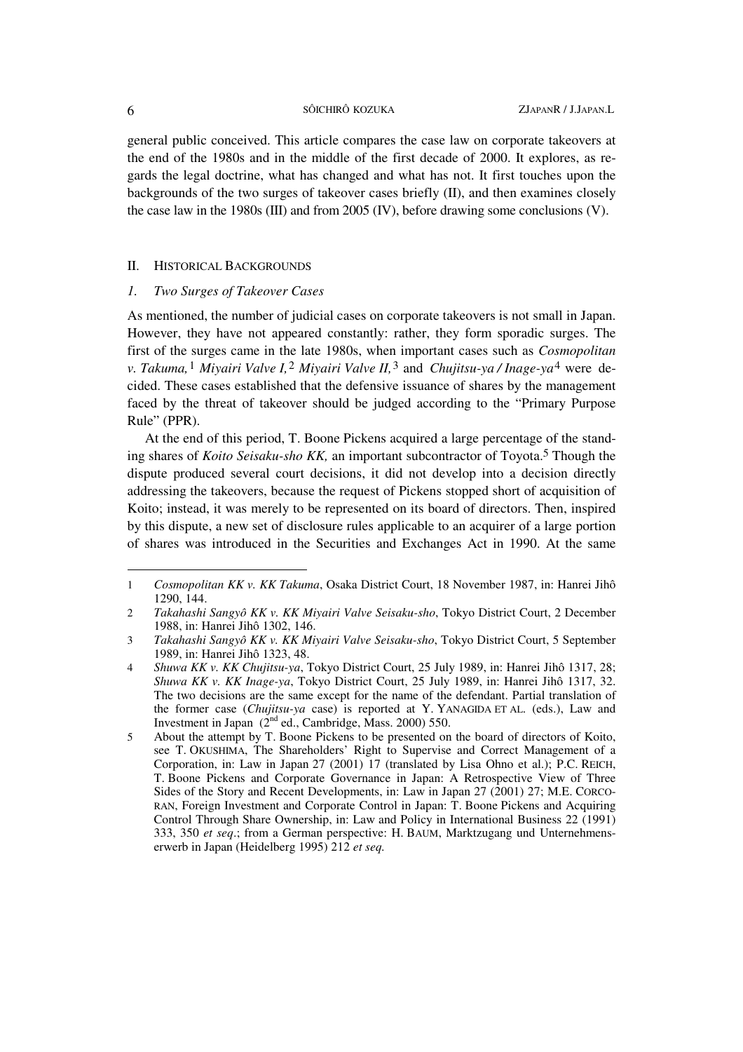general public conceived. This article compares the case law on corporate takeovers at the end of the 1980s and in the middle of the first decade of 2000. It explores, as regards the legal doctrine, what has changed and what has not. It first touches upon the backgrounds of the two surges of takeover cases briefly (II), and then examines closely the case law in the 1980s (III) and from 2005 (IV), before drawing some conclusions (V).

## II. HISTORICAL BACKGROUNDS

### *1. Two Surges of Takeover Cases*

As mentioned, the number of judicial cases on corporate takeovers is not small in Japan. However, they have not appeared constantly: rather, they form sporadic surges. The first of the surges came in the late 1980s, when important cases such as *Cosmopolitan v. Takuma,*[1] *Miyairi Valve I,*[2] *Miyairi Valve II,*[3] and *Chujitsu-ya / Inage-ya*[4] were decided. These cases established that the defensive issuance of shares by the management faced by the threat of takeover should be judged according to the "Primary Purpose Rule" (PPR).

At the end of this period, T. Boone Pickens acquired a large percentage of the standing shares of *Koito Seisaku-sho KK,* an important subcontractor of Toyota.[5] Though the dispute produced several court decisions, it did not develop into a decision directly addressing the takeovers, because the request of Pickens stopped short of acquisition of Koito; instead, it was merely to be represented on its board of directors. Then, inspired by this dispute, a new set of disclosure rules applicable to an acquirer of a large portion of shares was introduced in the Securities and Exchanges Act in 1990. At the same

---

1 *Cosmopolitan KK v. KK Takuma*, Osaka District Court, 18 November 1987, in: Hanrei Jihô 1290, 144.

2 *Takahashi Sangyô KK v. KK Miyairi Valve Seisaku-sho*, Tokyo District Court, 2 December 1988, in: Hanrei Jihô 1302, 146.

3 *Takahashi Sangyô KK v. KK Miyairi Valve Seisaku-sho*, Tokyo District Court, 5 September 1989, in: Hanrei Jihô 1323, 48.

4 *Shuwa KK v. KK Chujitsu-ya*, Tokyo District Court, 25 July 1989, in: Hanrei Jihô 1317, 28; *Shuwa KK v. KK Inage-ya*, Tokyo District Court, 25 July 1989, in: Hanrei Jihô 1317, 32. The two decisions are the same except for the name of the defendant. Partial translation of the former case (*Chujitsu-ya* case) is reported at Y. YANAGIDA ET AL. (eds.), Law and Investment in Japan (2nd ed., Cambridge, Mass. 2000) 550.

5 About the attempt by T. Boone Pickens to be presented on the board of directors of Koito, see T. OKUSHIMA, The Shareholders' Right to Supervise and Correct Management of a Corporation, in: Law in Japan 27 (2001) 17 (translated by Lisa Ohno et al.); P.C. REICH, T. Boone Pickens and Corporate Governance in Japan: A Retrospective View of Three Sides of the Story and Recent Developments, in: Law in Japan 27 (2001) 27; M.E. CORCORAN, Foreign Investment and Corporate Control in Japan: T. Boone Pickens and Acquiring Control Through Share Ownership, in: Law and Policy in International Business 22 (1991) 333, 350 *et seq*.; from a German perspective: H. BAUM, Marktzugang und Unternehmenserwerb in Japan (Heidelberg 1995) 212 *et seq.*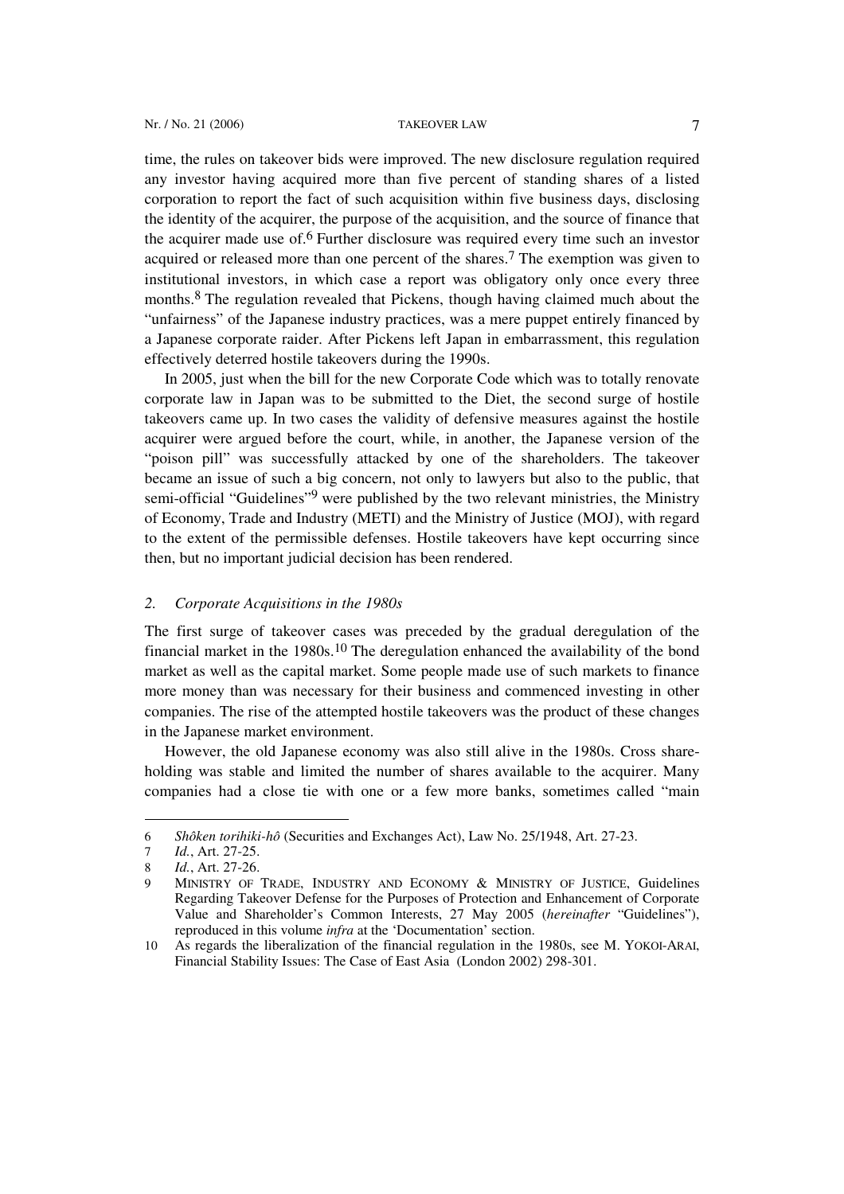time, the rules on takeover bids were improved. The new disclosure regulation required any investor having acquired more than five percent of standing shares of a listed corporation to report the fact of such acquisition within five business days, disclosing the identity of the acquirer, the purpose of the acquisition, and the source of finance that the acquirer made use of.[6] Further disclosure was required every time such an investor acquired or released more than one percent of the shares.[7] The exemption was given to institutional investors, in which case a report was obligatory only once every three months.[8] The regulation revealed that Pickens, though having claimed much about the "unfairness" of the Japanese industry practices, was a mere puppet entirely financed by a Japanese corporate raider. After Pickens left Japan in embarrassment, this regulation effectively deterred hostile takeovers during the 1990s.

In 2005, just when the bill for the new Corporate Code which was to totally renovate corporate law in Japan was to be submitted to the Diet, the second surge of hostile takeovers came up. In two cases the validity of defensive measures against the hostile acquirer were argued before the court, while, in another, the Japanese version of the "poison pill" was successfully attacked by one of the shareholders. The takeover became an issue of such a big concern, not only to lawyers but also to the public, that semi-official "Guidelines"[9] were published by the two relevant ministries, the Ministry of Economy, Trade and Industry (METI) and the Ministry of Justice (MOJ), with regard to the extent of the permissible defenses. Hostile takeovers have kept occurring since then, but no important judicial decision has been rendered.

## *2. Corporate Acquisitions in the 1980s*

The first surge of takeover cases was preceded by the gradual deregulation of the financial market in the 1980s.[10] The deregulation enhanced the availability of the bond market as well as the capital market. Some people made use of such markets to finance more money than was necessary for their business and commenced investing in other companies. The rise of the attempted hostile takeovers was the product of these changes in the Japanese market environment.

However, the old Japanese economy was also still alive in the 1980s. Cross shareholding was stable and limited the number of shares available to the acquirer. Many companies had a close tie with one or a few more banks, sometimes called "main

---

6 *Shôken torihiki-hô* (Securities and Exchanges Act), Law No. 25/1948, Art. 27-23.

7 *Id.*, Art. 27-25.

8 *Id.*, Art. 27-26.

9 MINISTRY OF TRADE, INDUSTRY AND ECONOMY & MINISTRY OF JUSTICE, Guidelines Regarding Takeover Defense for the Purposes of Protection and Enhancement of Corporate Value and Shareholder's Common Interests, 27 May 2005 (*hereinafter* "Guidelines"), reproduced in this volume *infra* at the 'Documentation' section.

10 As regards the liberalization of the financial regulation in the 1980s, see M. YOKOI-ARAI, Financial Stability Issues: The Case of East Asia (London 2002) 298-301.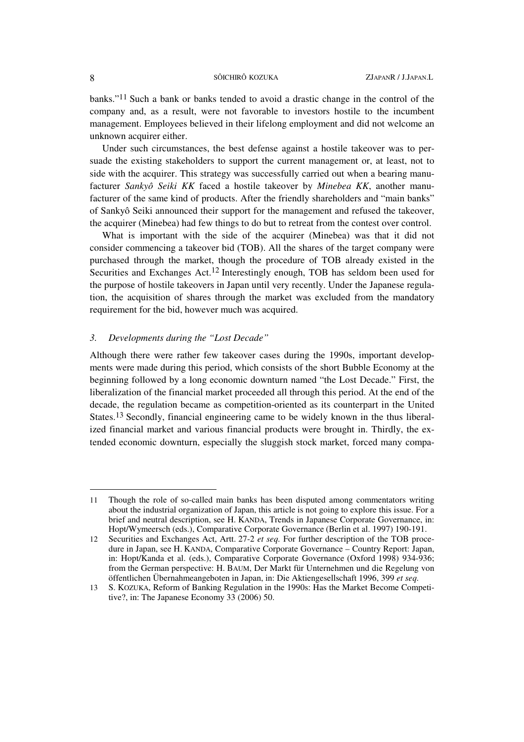banks."[11] Such a bank or banks tended to avoid a drastic change in the control of the company and, as a result, were not favorable to investors hostile to the incumbent management. Employees believed in their lifelong employment and did not welcome an unknown acquirer either.

Under such circumstances, the best defense against a hostile takeover was to persuade the existing stakeholders to support the current management or, at least, not to side with the acquirer. This strategy was successfully carried out when a bearing manufacturer *Sankyô Seiki KK* faced a hostile takeover by *Minebea KK*, another manufacturer of the same kind of products. After the friendly shareholders and "main banks" of Sankyô Seiki announced their support for the management and refused the takeover, the acquirer (Minebea) had few things to do but to retreat from the contest over control.

What is important with the side of the acquirer (Minebea) was that it did not consider commencing a takeover bid (TOB). All the shares of the target company were purchased through the market, though the procedure of TOB already existed in the Securities and Exchanges Act.[12] Interestingly enough, TOB has seldom been used for the purpose of hostile takeovers in Japan until very recently. Under the Japanese regulation, the acquisition of shares through the market was excluded from the mandatory requirement for the bid, however much was acquired.

### 3. *Developments during the "Lost Decade"*

Although there were rather few takeover cases during the 1990s, important developments were made during this period, which consists of the short Bubble Economy at the beginning followed by a long economic downturn named "the Lost Decade." First, the liberalization of the financial market proceeded all through this period. At the end of the decade, the regulation became as competition-oriented as its counterpart in the United States.[13] Secondly, financial engineering came to be widely known in the thus liberalized financial market and various financial products were brought in. Thirdly, the extended economic downturn, especially the sluggish stock market, forced many compa-

---

11 Though the role of so-called main banks has been disputed among commentators writing about the industrial organization of Japan, this article is not going to explore this issue. For a brief and neutral description, see H. KANDA, Trends in Japanese Corporate Governance, in: Hopt/Wymeersch (eds.), Comparative Corporate Governance (Berlin et al. 1997) 190-191.

12 Securities and Exchanges Act, Artt. 27-2 *et seq.* For further description of the TOB procedure in Japan, see H. KANDA, Comparative Corporate Governance – Country Report: Japan, in: Hopt/Kanda et al. (eds.), Comparative Corporate Governance (Oxford 1998) 934-936; from the German perspective: H. BAUM, Der Markt für Unternehmen und die Regelung von öffentlichen Übernahmeangeboten in Japan, in: Die Aktiengesellschaft 1996, 399 *et seq.*

13 S. KOZUKA, Reform of Banking Regulation in the 1990s: Has the Market Become Competitive?, in: The Japanese Economy 33 (2006) 50.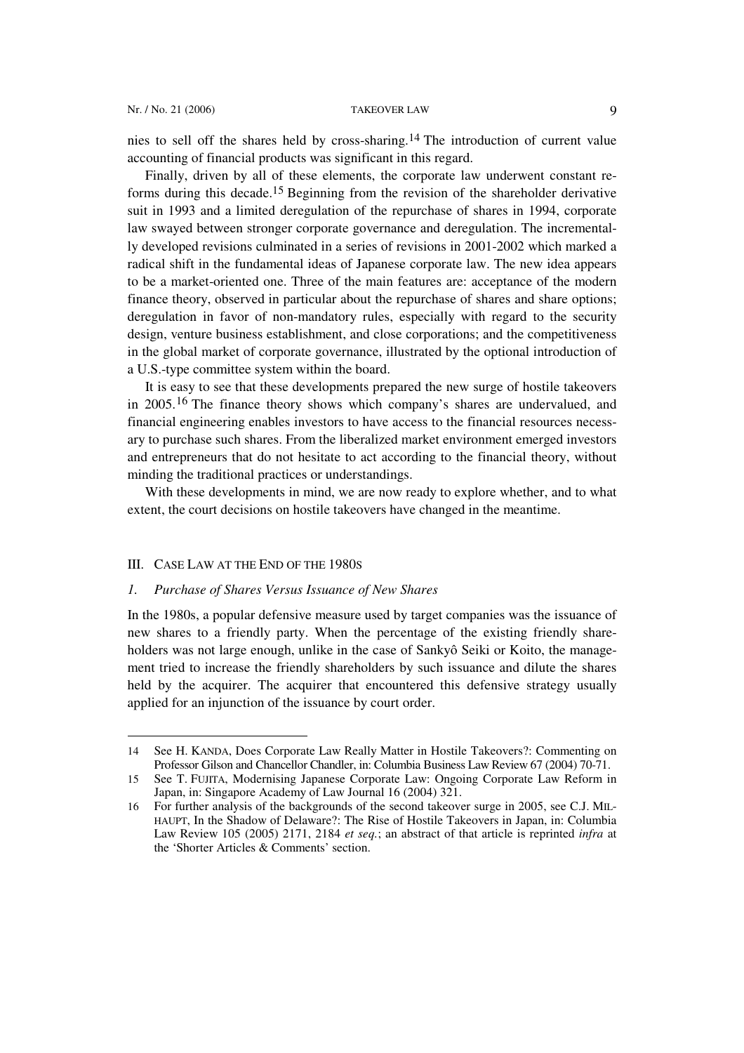nies to sell off the shares held by cross-sharing.[14] The introduction of current value accounting of financial products was significant in this regard.

Finally, driven by all of these elements, the corporate law underwent constant reforms during this decade.[15] Beginning from the revision of the shareholder derivative suit in 1993 and a limited deregulation of the repurchase of shares in 1994, corporate law swayed between stronger corporate governance and deregulation. The incrementally developed revisions culminated in a series of revisions in 2001-2002 which marked a radical shift in the fundamental ideas of Japanese corporate law. The new idea appears to be a market-oriented one. Three of the main features are: acceptance of the modern finance theory, observed in particular about the repurchase of shares and share options; deregulation in favor of non-mandatory rules, especially with regard to the security design, venture business establishment, and close corporations; and the competitiveness in the global market of corporate governance, illustrated by the optional introduction of a U.S.-type committee system within the board.

It is easy to see that these developments prepared the new surge of hostile takeovers in 2005.[16] The finance theory shows which company's shares are undervalued, and financial engineering enables investors to have access to the financial resources necessary to purchase such shares. From the liberalized market environment emerged investors and entrepreneurs that do not hesitate to act according to the financial theory, without minding the traditional practices or understandings.

With these developments in mind, we are now ready to explore whether, and to what extent, the court decisions on hostile takeovers have changed in the meantime.

## III. CASE LAW AT THE END OF THE 1980S

### *1. Purchase of Shares Versus Issuance of New Shares*

In the 1980s, a popular defensive measure used by target companies was the issuance of new shares to a friendly party. When the percentage of the existing friendly shareholders was not large enough, unlike in the case of Sankyô Seiki or Koito, the management tried to increase the friendly shareholders by such issuance and dilute the shares held by the acquirer. The acquirer that encountered this defensive strategy usually applied for an injunction of the issuance by court order.

---

14 See H. KANDA, Does Corporate Law Really Matter in Hostile Takeovers?: Commenting on Professor Gilson and Chancellor Chandler, in: Columbia Business Law Review 67 (2004) 70-71.

15 See T. FUJITA, Modernising Japanese Corporate Law: Ongoing Corporate Law Reform in Japan, in: Singapore Academy of Law Journal 16 (2004) 321.

16 For further analysis of the backgrounds of the second takeover surge in 2005, see C.J. MILHAUPT, In the Shadow of Delaware?: The Rise of Hostile Takeovers in Japan, in: Columbia Law Review 105 (2005) 2171, 2184 *et seq.*; an abstract of that article is reprinted *infra* at the 'Shorter Articles & Comments' section.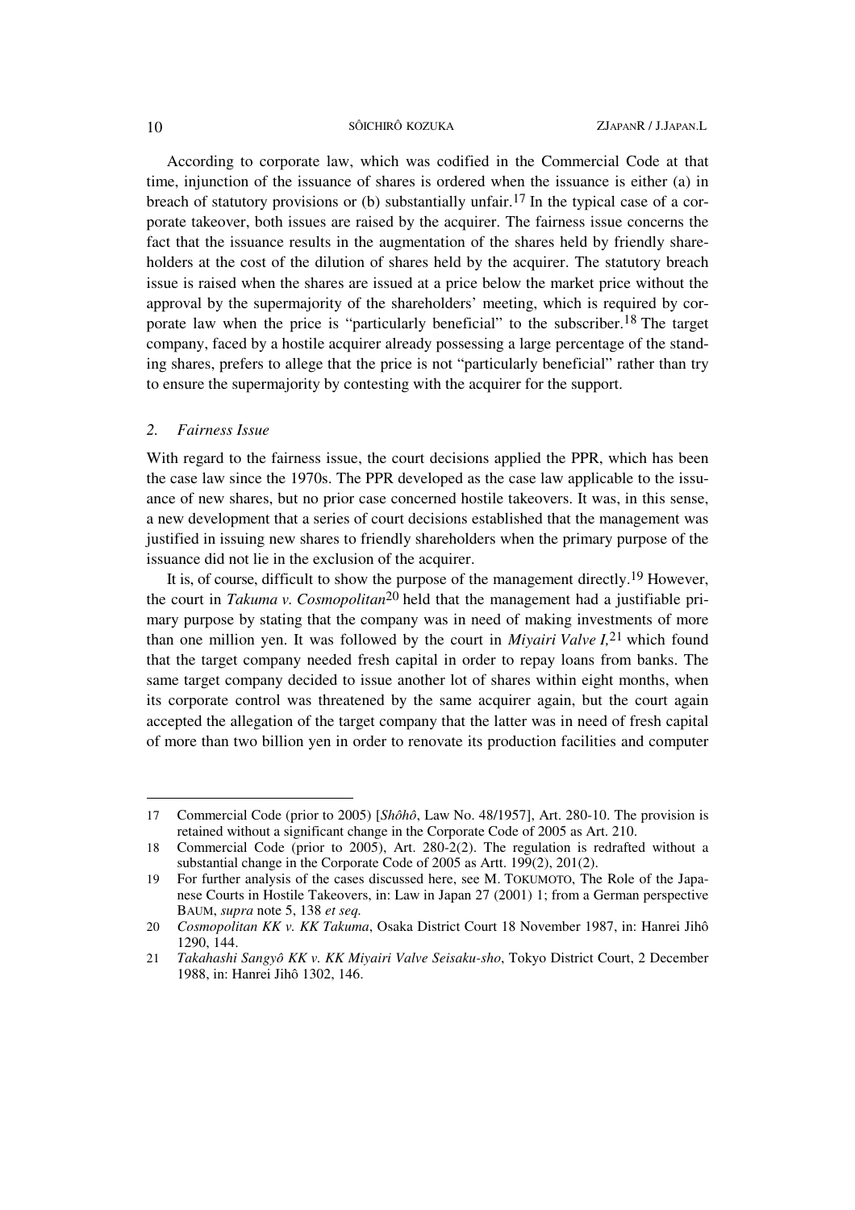According to corporate law, which was codified in the Commercial Code at that time, injunction of the issuance of shares is ordered when the issuance is either (a) in breach of statutory provisions or (b) substantially unfair.[17] In the typical case of a corporate takeover, both issues are raised by the acquirer. The fairness issue concerns the fact that the issuance results in the augmentation of the shares held by friendly shareholders at the cost of the dilution of shares held by the acquirer. The statutory breach issue is raised when the shares are issued at a price below the market price without the approval by the supermajority of the shareholders' meeting, which is required by corporate law when the price is "particularly beneficial" to the subscriber.[18] The target company, faced by a hostile acquirer already possessing a large percentage of the standing shares, prefers to allege that the price is not "particularly beneficial" rather than try to ensure the supermajority by contesting with the acquirer for the support.

### *2. Fairness Issue*

With regard to the fairness issue, the court decisions applied the PPR, which has been the case law since the 1970s. The PPR developed as the case law applicable to the issuance of new shares, but no prior case concerned hostile takeovers. It was, in this sense, a new development that a series of court decisions established that the management was justified in issuing new shares to friendly shareholders when the primary purpose of the issuance did not lie in the exclusion of the acquirer.

It is, of course, difficult to show the purpose of the management directly.[19] However, the court in *Takuma v. Cosmopolitan*[20] held that the management had a justifiable primary purpose by stating that the company was in need of making investments of more than one million yen. It was followed by the court in *Miyairi Valve I,*[21] which found that the target company needed fresh capital in order to repay loans from banks. The same target company decided to issue another lot of shares within eight months, when its corporate control was threatened by the same acquirer again, but the court again accepted the allegation of the target company that the latter was in need of fresh capital of more than two billion yen in order to renovate its production facilities and computer

---

17 Commercial Code (prior to 2005) [*Shôhô*, Law No. 48/1957], Art. 280-10. The provision is retained without a significant change in the Corporate Code of 2005 as Art. 210.

18 Commercial Code (prior to 2005), Art. 280-2(2). The regulation is redrafted without a substantial change in the Corporate Code of 2005 as Artt. 199(2), 201(2).

19 For further analysis of the cases discussed here, see M. TOKUMOTO, The Role of the Japanese Courts in Hostile Takeovers, in: Law in Japan 27 (2001) 1; from a German perspective BAUM, *supra* note 5, 138 *et seq.*

20 *Cosmopolitan KK v. KK Takuma*, Osaka District Court 18 November 1987, in: Hanrei Jihô 1290, 144.

21 *Takahashi Sangyô KK v. KK Miyairi Valve Seisaku-sho*, Tokyo District Court, 2 December 1988, in: Hanrei Jihô 1302, 146.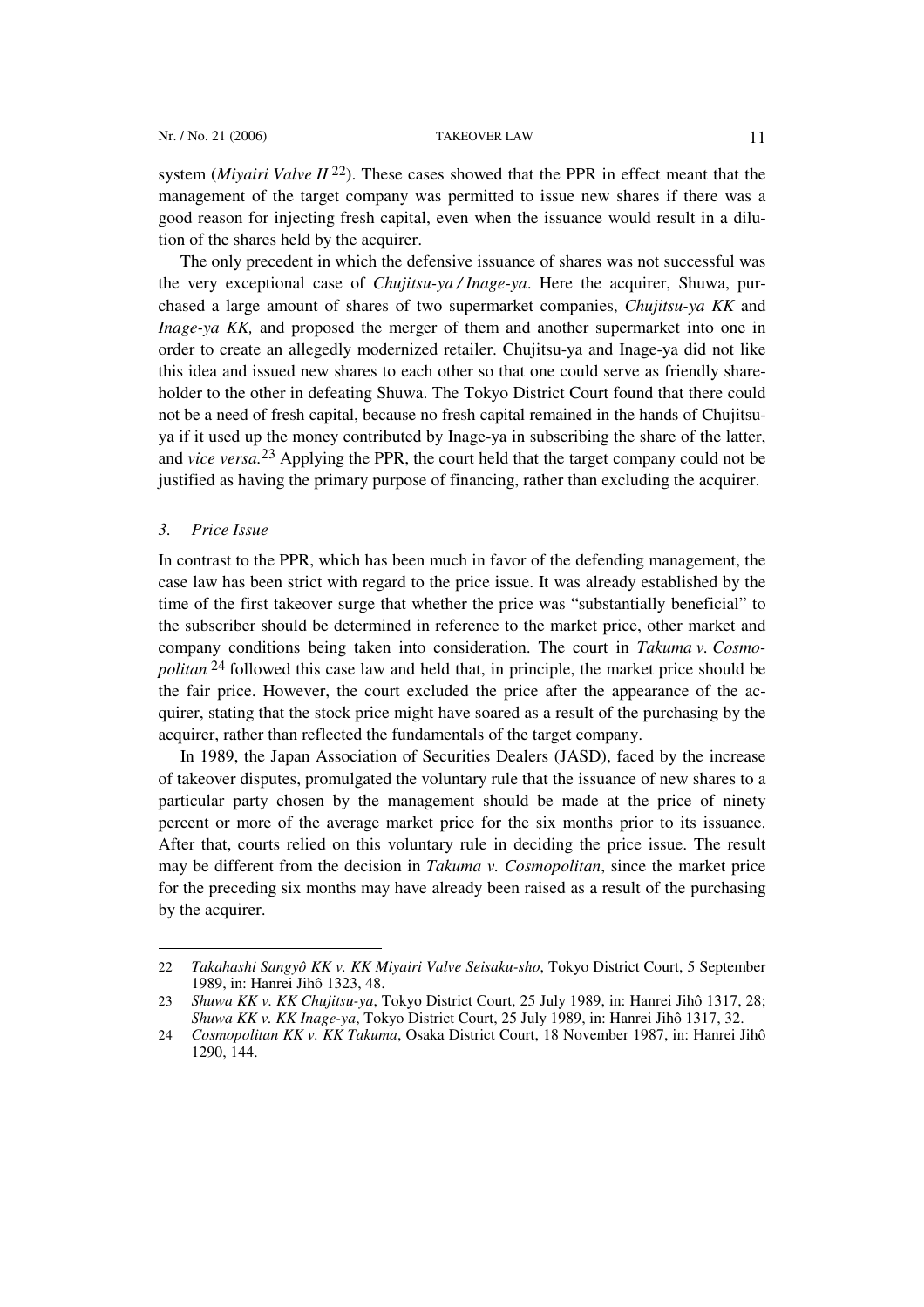system (*Miyairi Valve II* [22]). These cases showed that the PPR in effect meant that the management of the target company was permitted to issue new shares if there was a good reason for injecting fresh capital, even when the issuance would result in a dilution of the shares held by the acquirer.

The only precedent in which the defensive issuance of shares was not successful was the very exceptional case of *Chujitsu-ya / Inage-ya*. Here the acquirer, Shuwa, purchased a large amount of shares of two supermarket companies, *Chujitsu-ya KK* and *Inage-ya KK,* and proposed the merger of them and another supermarket into one in order to create an allegedly modernized retailer. Chujitsu-ya and Inage-ya did not like this idea and issued new shares to each other so that one could serve as friendly shareholder to the other in defeating Shuwa. The Tokyo District Court found that there could not be a need of fresh capital, because no fresh capital remained in the hands of Chujitsu-ya if it used up the money contributed by Inage-ya in subscribing the share of the latter, and *vice versa.*[23] Applying the PPR, the court held that the target company could not be justified as having the primary purpose of financing, rather than excluding the acquirer.

### 3. *Price Issue*

In contrast to the PPR, which has been much in favor of the defending management, the case law has been strict with regard to the price issue. It was already established by the time of the first takeover surge that whether the price was "substantially beneficial" to the subscriber should be determined in reference to the market price, other market and company conditions being taken into consideration. The court in *Takuma v. Cosmopolitan* [24] followed this case law and held that, in principle, the market price should be the fair price. However, the court excluded the price after the appearance of the acquirer, stating that the stock price might have soared as a result of the purchasing by the acquirer, rather than reflected the fundamentals of the target company.

In 1989, the Japan Association of Securities Dealers (JASD), faced by the increase of takeover disputes, promulgated the voluntary rule that the issuance of new shares to a particular party chosen by the management should be made at the price of ninety percent or more of the average market price for the six months prior to its issuance. After that, courts relied on this voluntary rule in deciding the price issue. The result may be different from the decision in *Takuma v. Cosmopolitan*, since the market price for the preceding six months may have already been raised as a result of the purchasing by the acquirer.

---

22 *Takahashi Sangyô KK v. KK Miyairi Valve Seisaku-sho*, Tokyo District Court, 5 September 1989, in: Hanrei Jihô 1323, 48.

23 *Shuwa KK v. KK Chujitsu-ya*, Tokyo District Court, 25 July 1989, in: Hanrei Jihô 1317, 28; *Shuwa KK v. KK Inage-ya*, Tokyo District Court, 25 July 1989, in: Hanrei Jihô 1317, 32.

24 *Cosmopolitan KK v. KK Takuma*, Osaka District Court, 18 November 1987, in: Hanrei Jihô 1290, 144.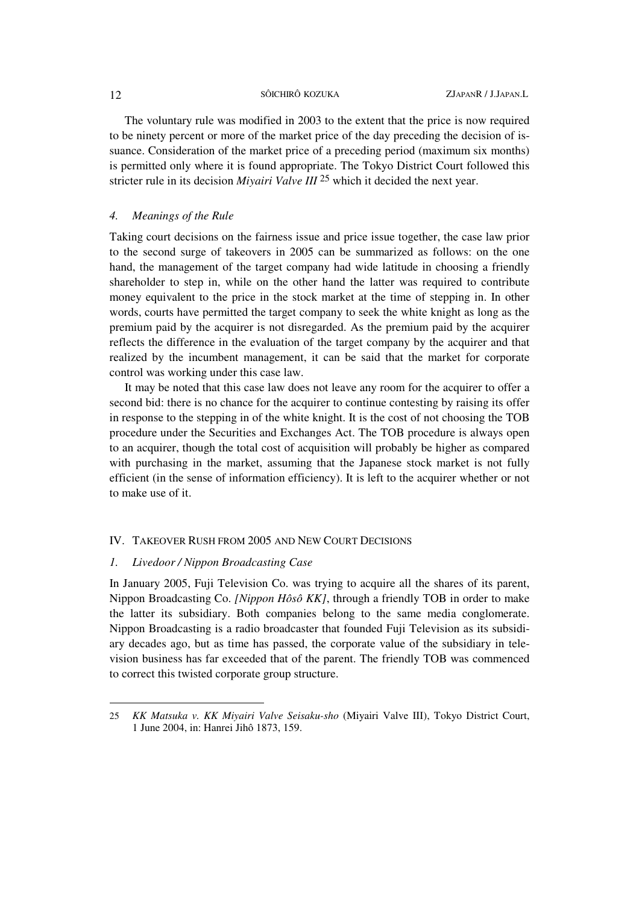The voluntary rule was modified in 2003 to the extent that the price is now required to be ninety percent or more of the market price of the day preceding the decision of issuance. Consideration of the market price of a preceding period (maximum six months) is permitted only where it is found appropriate. The Tokyo District Court followed this stricter rule in its decision *Miyairi Valve III* [25] which it decided the next year.

### *4. Meanings of the Rule*

Taking court decisions on the fairness issue and price issue together, the case law prior to the second surge of takeovers in 2005 can be summarized as follows: on the one hand, the management of the target company had wide latitude in choosing a friendly shareholder to step in, while on the other hand the latter was required to contribute money equivalent to the price in the stock market at the time of stepping in. In other words, courts have permitted the target company to seek the white knight as long as the premium paid by the acquirer is not disregarded. As the premium paid by the acquirer reflects the difference in the evaluation of the target company by the acquirer and that realized by the incumbent management, it can be said that the market for corporate control was working under this case law.

It may be noted that this case law does not leave any room for the acquirer to offer a second bid: there is no chance for the acquirer to continue contesting by raising its offer in response to the stepping in of the white knight. It is the cost of not choosing the TOB procedure under the Securities and Exchanges Act. The TOB procedure is always open to an acquirer, though the total cost of acquisition will probably be higher as compared with purchasing in the market, assuming that the Japanese stock market is not fully efficient (in the sense of information efficiency). It is left to the acquirer whether or not to make use of it.

## IV. Takeover Rush from 2005 and New Court Decisions

### *1. Livedoor / Nippon Broadcasting Case*

In January 2005, Fuji Television Co. was trying to acquire all the shares of its parent, Nippon Broadcasting Co. *[Nippon Hôsô KK]*, through a friendly TOB in order to make the latter its subsidiary. Both companies belong to the same media conglomerate. Nippon Broadcasting is a radio broadcaster that founded Fuji Television as its subsidiary decades ago, but as time has passed, the corporate value of the subsidiary in television business has far exceeded that of the parent. The friendly TOB was commenced to correct this twisted corporate group structure.

---

25 *KK Matsuka v. KK Miyairi Valve Seisaku-sho* (Miyairi Valve III), Tokyo District Court, 1 June 2004, in: Hanrei Jihô 1873, 159.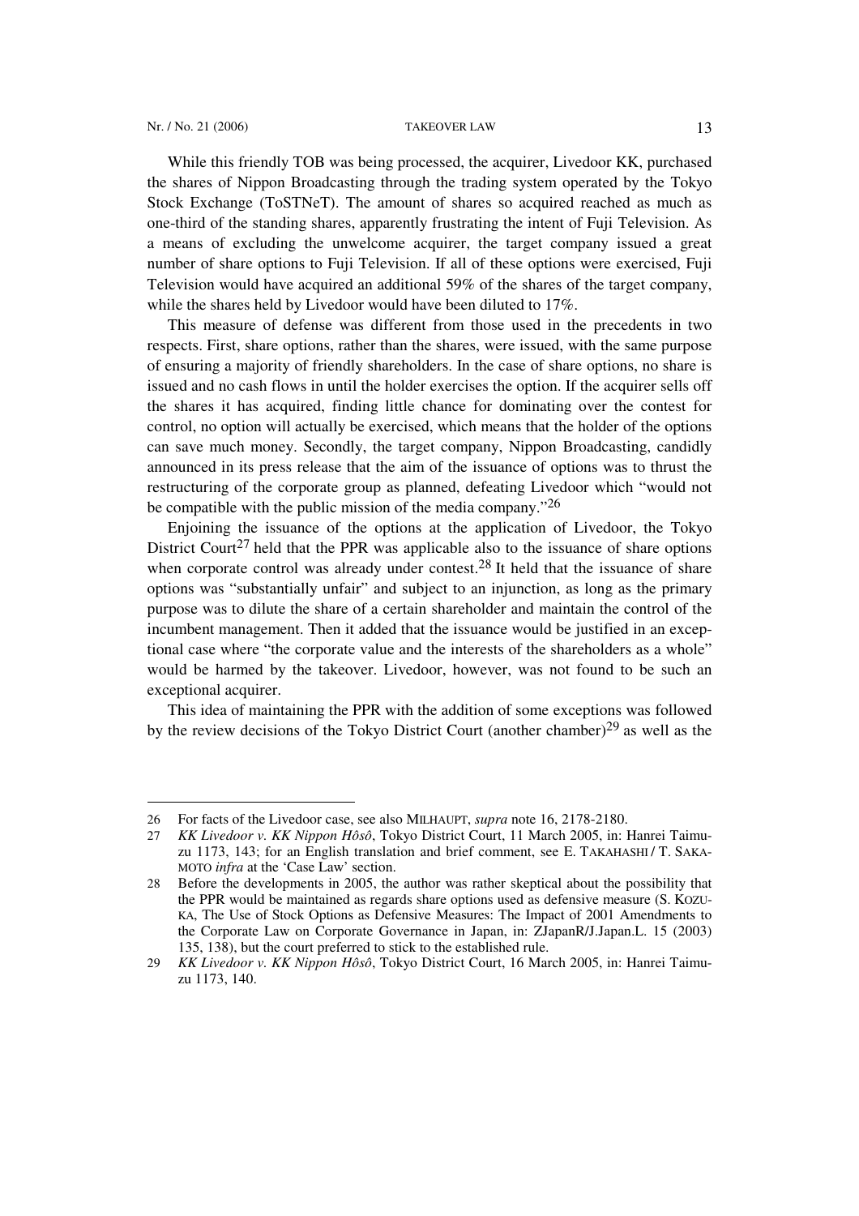While this friendly TOB was being processed, the acquirer, Livedoor KK, purchased the shares of Nippon Broadcasting through the trading system operated by the Tokyo Stock Exchange (ToSTNeT). The amount of shares so acquired reached as much as one-third of the standing shares, apparently frustrating the intent of Fuji Television. As a means of excluding the unwelcome acquirer, the target company issued a great number of share options to Fuji Television. If all of these options were exercised, Fuji Television would have acquired an additional 59% of the shares of the target company, while the shares held by Livedoor would have been diluted to 17%.

This measure of defense was different from those used in the precedents in two respects. First, share options, rather than the shares, were issued, with the same purpose of ensuring a majority of friendly shareholders. In the case of share options, no share is issued and no cash flows in until the holder exercises the option. If the acquirer sells off the shares it has acquired, finding little chance for dominating over the contest for control, no option will actually be exercised, which means that the holder of the options can save much money. Secondly, the target company, Nippon Broadcasting, candidly announced in its press release that the aim of the issuance of options was to thrust the restructuring of the corporate group as planned, defeating Livedoor which "would not be compatible with the public mission of the media company."[26]

Enjoining the issuance of the options at the application of Livedoor, the Tokyo District Court[27] held that the PPR was applicable also to the issuance of share options when corporate control was already under contest.[28] It held that the issuance of share options was "substantially unfair" and subject to an injunction, as long as the primary purpose was to dilute the share of a certain shareholder and maintain the control of the incumbent management. Then it added that the issuance would be justified in an exceptional case where "the corporate value and the interests of the shareholders as a whole" would be harmed by the takeover. Livedoor, however, was not found to be such an exceptional acquirer.

This idea of maintaining the PPR with the addition of some exceptions was followed by the review decisions of the Tokyo District Court (another chamber)[29] as well as the

---

26 For facts of the Livedoor case, see also MILHAUPT, *supra* note 16, 2178-2180.

27 *KK Livedoor v. KK Nippon Hôsô*, Tokyo District Court, 11 March 2005, in: Hanrei Taimuzu 1173, 143; for an English translation and brief comment, see E. TAKAHASHI / T. SAKAMOTO *infra* at the 'Case Law' section.

28 Before the developments in 2005, the author was rather skeptical about the possibility that the PPR would be maintained as regards share options used as defensive measure (S. KOZUKA, The Use of Stock Options as Defensive Measures: The Impact of 2001 Amendments to the Corporate Law on Corporate Governance in Japan, in: ZJapanR/J.Japan.L. 15 (2003) 135, 138), but the court preferred to stick to the established rule.

29 *KK Livedoor v. KK Nippon Hôsô*, Tokyo District Court, 16 March 2005, in: Hanrei Taimuzu 1173, 140.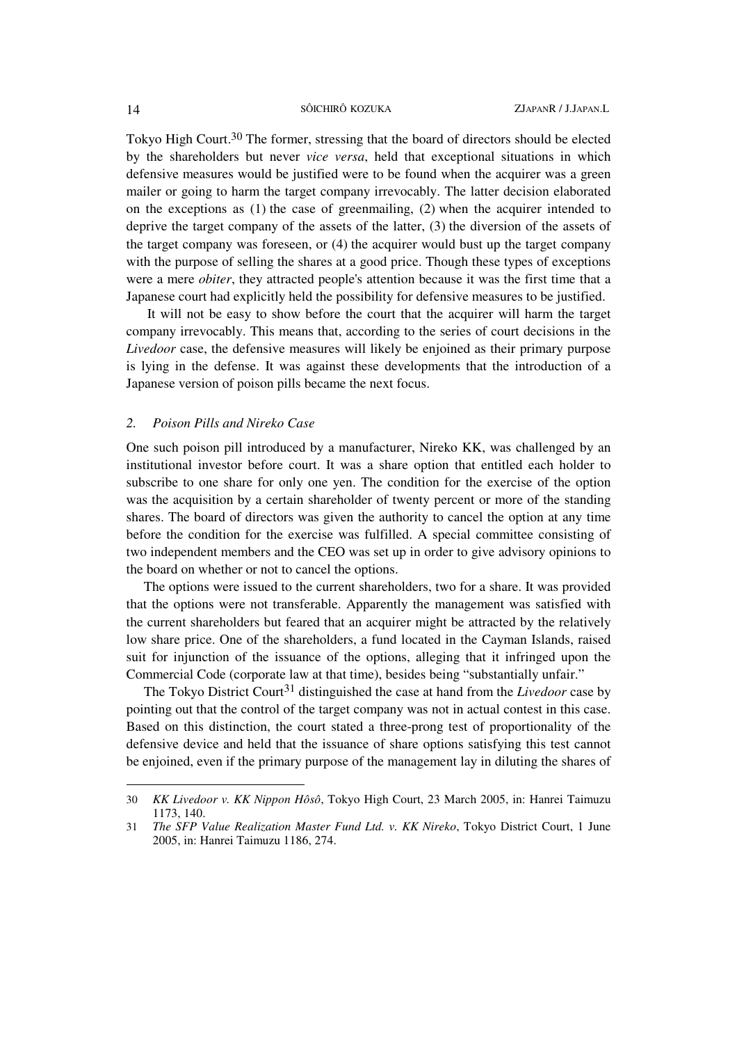Tokyo High Court.[30] The former, stressing that the board of directors should be elected by the shareholders but never *vice versa*, held that exceptional situations in which defensive measures would be justified were to be found when the acquirer was a green mailer or going to harm the target company irrevocably. The latter decision elaborated on the exceptions as (1) the case of greenmailing, (2) when the acquirer intended to deprive the target company of the assets of the latter, (3) the diversion of the assets of the target company was foreseen, or (4) the acquirer would bust up the target company with the purpose of selling the shares at a good price. Though these types of exceptions were a mere *obiter*, they attracted people's attention because it was the first time that a Japanese court had explicitly held the possibility for defensive measures to be justified.

It will not be easy to show before the court that the acquirer will harm the target company irrevocably. This means that, according to the series of court decisions in the *Livedoor* case, the defensive measures will likely be enjoined as their primary purpose is lying in the defense. It was against these developments that the introduction of a Japanese version of poison pills became the next focus.

### 2. *Poison Pills and Nireko Case*

One such poison pill introduced by a manufacturer, Nireko KK, was challenged by an institutional investor before court. It was a share option that entitled each holder to subscribe to one share for only one yen. The condition for the exercise of the option was the acquisition by a certain shareholder of twenty percent or more of the standing shares. The board of directors was given the authority to cancel the option at any time before the condition for the exercise was fulfilled. A special committee consisting of two independent members and the CEO was set up in order to give advisory opinions to the board on whether or not to cancel the options.

The options were issued to the current shareholders, two for a share. It was provided that the options were not transferable. Apparently the management was satisfied with the current shareholders but feared that an acquirer might be attracted by the relatively low share price. One of the shareholders, a fund located in the Cayman Islands, raised suit for injunction of the issuance of the options, alleging that it infringed upon the Commercial Code (corporate law at that time), besides being "substantially unfair."

The Tokyo District Court[31] distinguished the case at hand from the *Livedoor* case by pointing out that the control of the target company was not in actual contest in this case. Based on this distinction, the court stated a three-prong test of proportionality of the defensive device and held that the issuance of share options satisfying this test cannot be enjoined, even if the primary purpose of the management lay in diluting the shares of

---

30 *KK Livedoor v. KK Nippon Hôsô*, Tokyo High Court, 23 March 2005, in: Hanrei Taimuzu 1173, 140.

31 *The SFP Value Realization Master Fund Ltd. v. KK Nireko*, Tokyo District Court, 1 June 2005, in: Hanrei Taimuzu 1186, 274.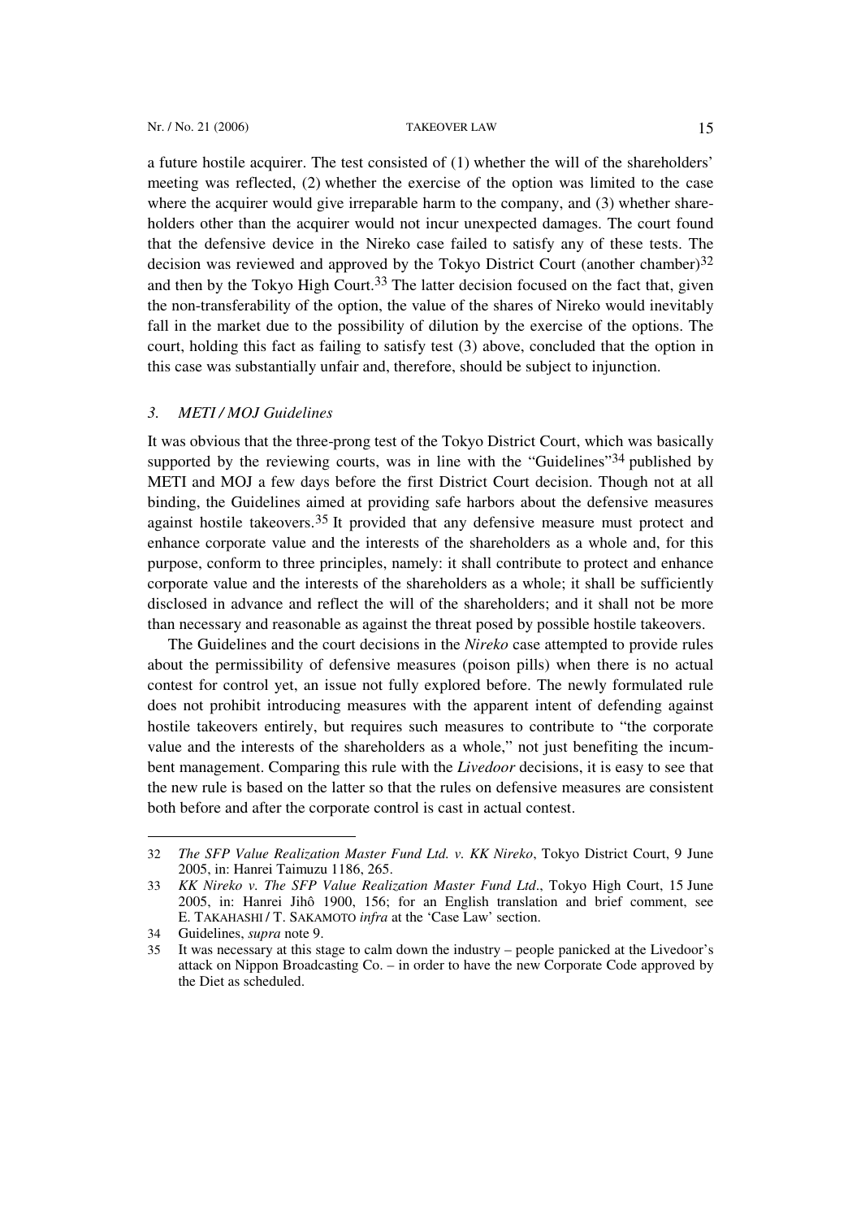a future hostile acquirer. The test consisted of (1) whether the will of the shareholders' meeting was reflected, (2) whether the exercise of the option was limited to the case where the acquirer would give irreparable harm to the company, and (3) whether shareholders other than the acquirer would not incur unexpected damages. The court found that the defensive device in the Nireko case failed to satisfy any of these tests. The decision was reviewed and approved by the Tokyo District Court (another chamber)[32] and then by the Tokyo High Court.[33] The latter decision focused on the fact that, given the non-transferability of the option, the value of the shares of Nireko would inevitably fall in the market due to the possibility of dilution by the exercise of the options. The court, holding this fact as failing to satisfy test (3) above, concluded that the option in this case was substantially unfair and, therefore, should be subject to injunction.

### *3. METI / MOJ Guidelines*

It was obvious that the three-prong test of the Tokyo District Court, which was basically supported by the reviewing courts, was in line with the "Guidelines"[34] published by METI and MOJ a few days before the first District Court decision. Though not at all binding, the Guidelines aimed at providing safe harbors about the defensive measures against hostile takeovers.[35] It provided that any defensive measure must protect and enhance corporate value and the interests of the shareholders as a whole and, for this purpose, conform to three principles, namely: it shall contribute to protect and enhance corporate value and the interests of the shareholders as a whole; it shall be sufficiently disclosed in advance and reflect the will of the shareholders; and it shall not be more than necessary and reasonable as against the threat posed by possible hostile takeovers.

The Guidelines and the court decisions in the *Nireko* case attempted to provide rules about the permissibility of defensive measures (poison pills) when there is no actual contest for control yet, an issue not fully explored before. The newly formulated rule does not prohibit introducing measures with the apparent intent of defending against hostile takeovers entirely, but requires such measures to contribute to "the corporate value and the interests of the shareholders as a whole," not just benefiting the incumbent management. Comparing this rule with the *Livedoor* decisions, it is easy to see that the new rule is based on the latter so that the rules on defensive measures are consistent both before and after the corporate control is cast in actual contest.

---

32 *The SFP Value Realization Master Fund Ltd. v. KK Nireko*, Tokyo District Court, 9 June 2005, in: Hanrei Taimuzu 1186, 265.

33 *KK Nireko v. The SFP Value Realization Master Fund Ltd*., Tokyo High Court, 15 June 2005, in: Hanrei Jihô 1900, 156; for an English translation and brief comment, see E. TAKAHASHI / T. SAKAMOTO *infra* at the 'Case Law' section.

34 Guidelines, *supra* note 9.

35 It was necessary at this stage to calm down the industry – people panicked at the Livedoor's attack on Nippon Broadcasting Co. – in order to have the new Corporate Code approved by the Diet as scheduled.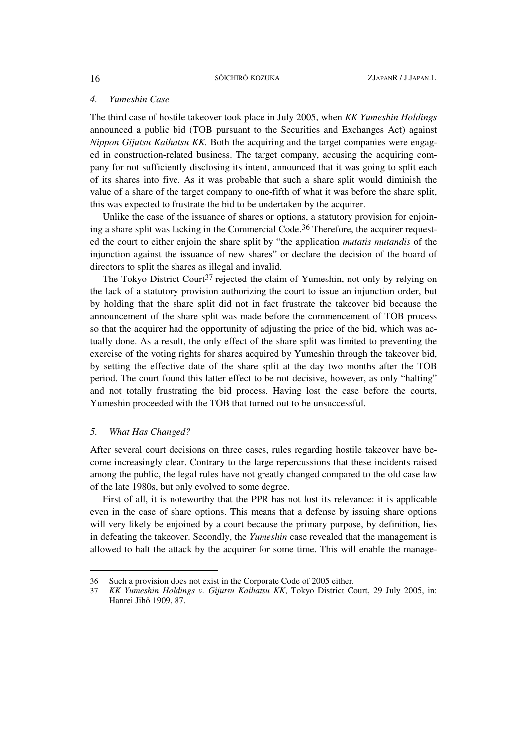### *4. Yumeshin Case*

The third case of hostile takeover took place in July 2005, when *KK Yumeshin Holdings* announced a public bid (TOB pursuant to the Securities and Exchanges Act) against *Nippon Gijutsu Kaihatsu KK.* Both the acquiring and the target companies were engaged in construction-related business. The target company, accusing the acquiring company for not sufficiently disclosing its intent, announced that it was going to split each of its shares into five. As it was probable that such a share split would diminish the value of a share of the target company to one-fifth of what it was before the share split, this was expected to frustrate the bid to be undertaken by the acquirer.

Unlike the case of the issuance of shares or options, a statutory provision for enjoining a share split was lacking in the Commercial Code.[36] Therefore, the acquirer requested the court to either enjoin the share split by "the application *mutatis mutandis* of the injunction against the issuance of new shares" or declare the decision of the board of directors to split the shares as illegal and invalid.

The Tokyo District Court[37] rejected the claim of Yumeshin, not only by relying on the lack of a statutory provision authorizing the court to issue an injunction order, but by holding that the share split did not in fact frustrate the takeover bid because the announcement of the share split was made before the commencement of TOB process so that the acquirer had the opportunity of adjusting the price of the bid, which was actually done. As a result, the only effect of the share split was limited to preventing the exercise of the voting rights for shares acquired by Yumeshin through the takeover bid, by setting the effective date of the share split at the day two months after the TOB period. The court found this latter effect to be not decisive, however, as only "halting" and not totally frustrating the bid process. Having lost the case before the courts, Yumeshin proceeded with the TOB that turned out to be unsuccessful.

### *5. What Has Changed?*

After several court decisions on three cases, rules regarding hostile takeover have become increasingly clear. Contrary to the large repercussions that these incidents raised among the public, the legal rules have not greatly changed compared to the old case law of the late 1980s, but only evolved to some degree.

First of all, it is noteworthy that the PPR has not lost its relevance: it is applicable even in the case of share options. This means that a defense by issuing share options will very likely be enjoined by a court because the primary purpose, by definition, lies in defeating the takeover. Secondly, the *Yumeshin* case revealed that the management is allowed to halt the attack by the acquirer for some time. This will enable the manage-

---

36 Such a provision does not exist in the Corporate Code of 2005 either.

37 *KK Yumeshin Holdings v. Gijutsu Kaihatsu KK*, Tokyo District Court, 29 July 2005, in: Hanrei Jihô 1909, 87.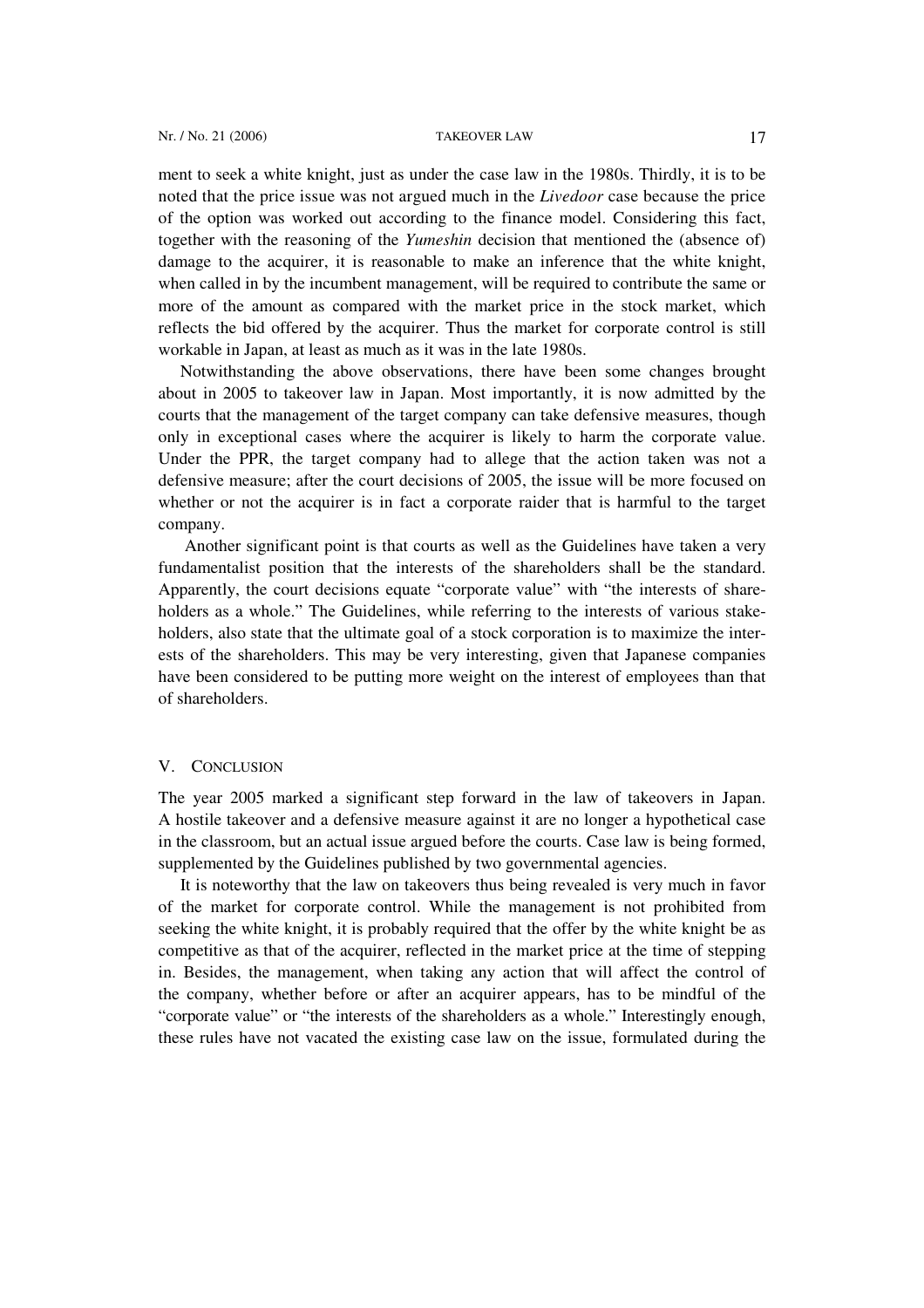ment to seek a white knight, just as under the case law in the 1980s. Thirdly, it is to be noted that the price issue was not argued much in the *Livedoor* case because the price of the option was worked out according to the finance model. Considering this fact, together with the reasoning of the *Yumeshin* decision that mentioned the (absence of) damage to the acquirer, it is reasonable to make an inference that the white knight, when called in by the incumbent management, will be required to contribute the same or more of the amount as compared with the market price in the stock market, which reflects the bid offered by the acquirer. Thus the market for corporate control is still workable in Japan, at least as much as it was in the late 1980s.

Notwithstanding the above observations, there have been some changes brought about in 2005 to takeover law in Japan. Most importantly, it is now admitted by the courts that the management of the target company can take defensive measures, though only in exceptional cases where the acquirer is likely to harm the corporate value. Under the PPR, the target company had to allege that the action taken was not a defensive measure; after the court decisions of 2005, the issue will be more focused on whether or not the acquirer is in fact a corporate raider that is harmful to the target company.

Another significant point is that courts as well as the Guidelines have taken a very fundamentalist position that the interests of the shareholders shall be the standard. Apparently, the court decisions equate "corporate value" with "the interests of shareholders as a whole." The Guidelines, while referring to the interests of various stakeholders, also state that the ultimate goal of a stock corporation is to maximize the interests of the shareholders. This may be very interesting, given that Japanese companies have been considered to be putting more weight on the interest of employees than that of shareholders.

## V. CONCLUSION

The year 2005 marked a significant step forward in the law of takeovers in Japan. A hostile takeover and a defensive measure against it are no longer a hypothetical case in the classroom, but an actual issue argued before the courts. Case law is being formed, supplemented by the Guidelines published by two governmental agencies.

It is noteworthy that the law on takeovers thus being revealed is very much in favor of the market for corporate control. While the management is not prohibited from seeking the white knight, it is probably required that the offer by the white knight be as competitive as that of the acquirer, reflected in the market price at the time of stepping in. Besides, the management, when taking any action that will affect the control of the company, whether before or after an acquirer appears, has to be mindful of the "corporate value" or "the interests of the shareholders as a whole." Interestingly enough, these rules have not vacated the existing case law on the issue, formulated during the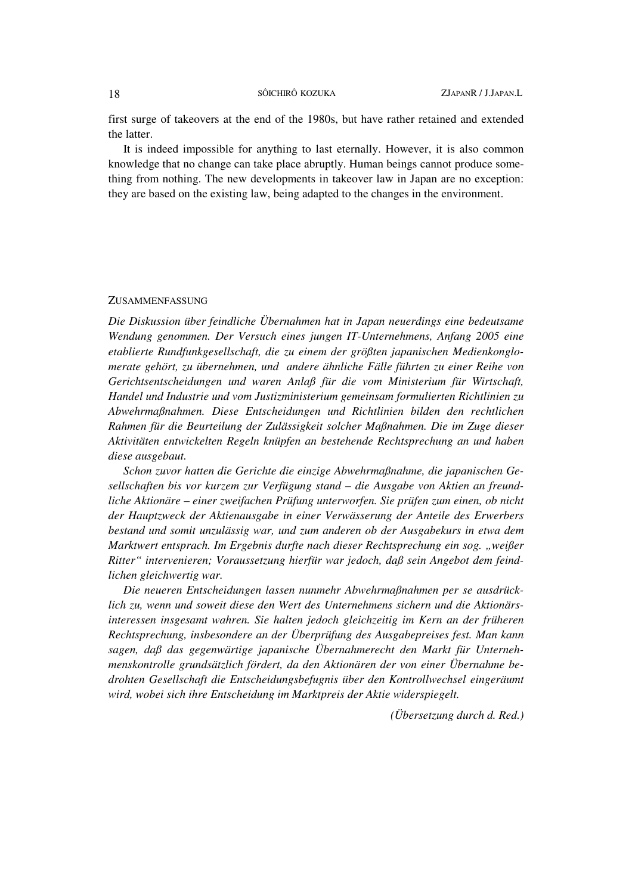first surge of takeovers at the end of the 1980s, but have rather retained and extended the latter.

It is indeed impossible for anything to last eternally. However, it is also common knowledge that no change can take place abruptly. Human beings cannot produce something from nothing. The new developments in takeover law in Japan are no exception: they are based on the existing law, being adapted to the changes in the environment.

## ZUSAMMENFASSUNG

*Die Diskussion über feindliche Übernahmen hat in Japan neuerdings eine bedeutsame Wendung genommen. Der Versuch eines jungen IT-Unternehmens, Anfang 2005 eine etablierte Rundfunkgesellschaft, die zu einem der größten japanischen Medienkonglomerate gehört, zu übernehmen, und andere ähnliche Fälle führten zu einer Reihe von Gerichtsentscheidungen und waren Anlaß für die vom Ministerium für Wirtschaft, Handel und Industrie und vom Justizministerium gemeinsam formulierten Richtlinien zu Abwehrmaßnahmen. Diese Entscheidungen und Richtlinien bilden den rechtlichen Rahmen für die Beurteilung der Zulässigkeit solcher Maßnahmen. Die im Zuge dieser Aktivitäten entwickelten Regeln knüpfen an bestehende Rechtsprechung an und haben diese ausgebaut.*

*Schon zuvor hatten die Gerichte die einzige Abwehrmaßnahme, die japanischen Gesellschaften bis vor kurzem zur Verfügung stand – die Ausgabe von Aktien an freundliche Aktionäre – einer zweifachen Prüfung unterworfen. Sie prüfen zum einen, ob nicht der Hauptzweck der Aktienausgabe in einer Verwässerung der Anteile des Erwerbers bestand und somit unzulässig war, und zum anderen ob der Ausgabekurs in etwa dem Marktwert entsprach. Im Ergebnis durfte nach dieser Rechtsprechung ein sog. „weißer Ritter" intervenieren; Voraussetzung hierfür war jedoch, daß sein Angebot dem feindlichen gleichwertig war.*

*Die neueren Entscheidungen lassen nunmehr Abwehrmaßnahmen per se ausdrücklich zu, wenn und soweit diese den Wert des Unternehmens sichern und die Aktionärsinteressen insgesamt wahren. Sie halten jedoch gleichzeitig im Kern an der früheren Rechtsprechung, insbesondere an der Überprüfung des Ausgabepreises fest. Man kann sagen, daß das gegenwärtige japanische Übernahmerecht den Markt für Unternehmenskontrolle grundsätzlich fördert, da den Aktionären der von einer Übernahme bedrohten Gesellschaft die Entscheidungsbefugnis über den Kontrollwechsel eingeräumt wird, wobei sich ihre Entscheidung im Marktpreis der Aktie widerspiegelt.*

*(Übersetzung durch d. Red.)*